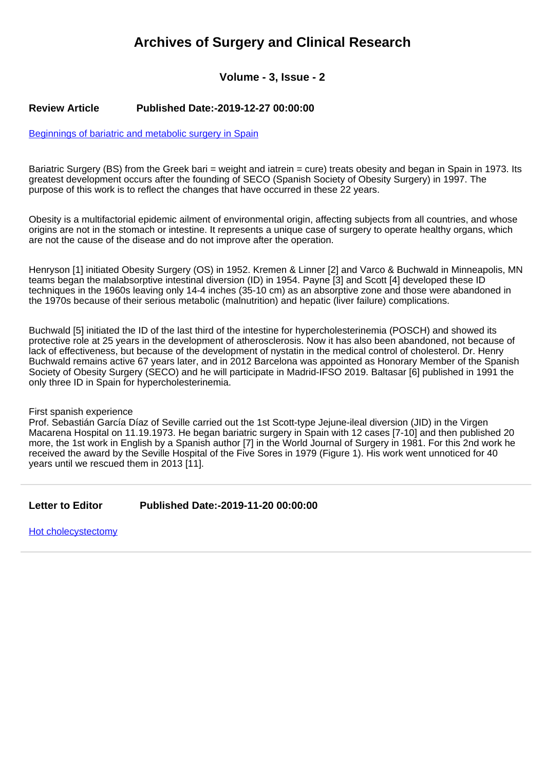# Archives of Surgery and Clinical Research

### Volume - 3, Issue - 2

**Review Article** **Published Date:-2019-12-27 00:00:00**

[Beginnings of bariatric and metabolic surgery in Spain]

Bariatric Surgery (BS) from the Greek bari = weight and iatrein = cure) treats obesity and began in Spain in 1973. Its greatest development occurs after the founding of SECO (Spanish Society of Obesity Surgery) in 1997. The purpose of this work is to reflect the changes that have occurred in these 22 years.

Obesity is a multifactorial epidemic ailment of environmental origin, affecting subjects from all countries, and whose origins are not in the stomach or intestine. It represents a unique case of surgery to operate healthy organs, which are not the cause of the disease and do not improve after the operation.

Henryson [1] initiated Obesity Surgery (OS) in 1952. Kremen & Linner [2] and Varco & Buchwald in Minneapolis, MN teams began the malabsorptive intestinal diversion (ID) in 1954. Payne [3] and Scott [4] developed these ID techniques in the 1960s leaving only 14-4 inches (35-10 cm) as an absorptive zone and those were abandoned in the 1970s because of their serious metabolic (malnutrition) and hepatic (liver failure) complications.

Buchwald [5] initiated the ID of the last third of the intestine for hypercholesterinemia (POSCH) and showed its protective role at 25 years in the development of atherosclerosis. Now it has also been abandoned, not because of lack of effectiveness, but because of the development of nystatin in the medical control of cholesterol. Dr. Henry Buchwald remains active 67 years later, and in 2012 Barcelona was appointed as Honorary Member of the Spanish Society of Obesity Surgery (SECO) and he will participate in Madrid-IFSO 2019. Baltasar [6] published in 1991 the only three ID in Spain for hypercholesterinemia.

First spanish experience
Prof. Sebastián García Díaz of Seville carried out the 1st Scott-type Jejune-ileal diversion (JID) in the Virgen Macarena Hospital on 11.19.1973. He began bariatric surgery in Spain with 12 cases [7-10] and then published 20 more, the 1st work in English by a Spanish author [7] in the World Journal of Surgery in 1981. For this 2nd work he received the award by the Seville Hospital of the Five Sores in 1979 (Figure 1). His work went unnoticed for 40 years until we rescued them in 2013 [11].

---

**Letter to Editor** **Published Date:-2019-11-20 00:00:00**

[Hot cholecystectomy]

---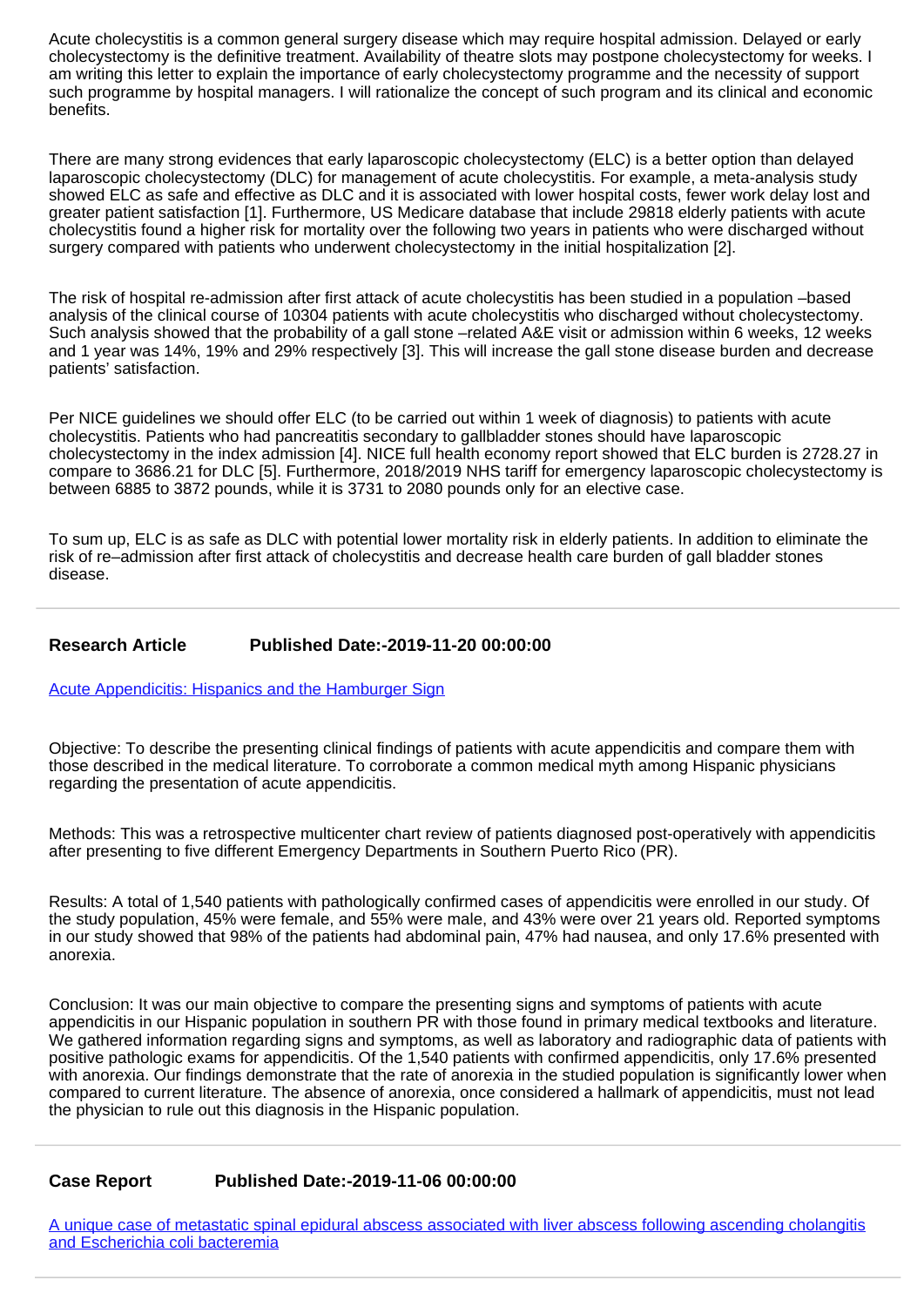Acute cholecystitis is a common general surgery disease which may require hospital admission. Delayed or early cholecystectomy is the definitive treatment. Availability of theatre slots may postpone cholecystectomy for weeks. I am writing this letter to explain the importance of early cholecystectomy programme and the necessity of support such programme by hospital managers. I will rationalize the concept of such program and its clinical and economic benefits.

There are many strong evidences that early laparoscopic cholecystectomy (ELC) is a better option than delayed laparoscopic cholecystectomy (DLC) for management of acute cholecystitis. For example, a meta-analysis study showed ELC as safe and effective as DLC and it is associated with lower hospital costs, fewer work delay lost and greater patient satisfaction [1]. Furthermore, US Medicare database that include 29818 elderly patients with acute cholecystitis found a higher risk for mortality over the following two years in patients who were discharged without surgery compared with patients who underwent cholecystectomy in the initial hospitalization [2].

The risk of hospital re-admission after first attack of acute cholecystitis has been studied in a population –based analysis of the clinical course of 10304 patients with acute cholecystitis who discharged without cholecystectomy. Such analysis showed that the probability of a gall stone –related A&E visit or admission within 6 weeks, 12 weeks and 1 year was 14%, 19% and 29% respectively [3]. This will increase the gall stone disease burden and decrease patients' satisfaction.

Per NICE guidelines we should offer ELC (to be carried out within 1 week of diagnosis) to patients with acute cholecystitis. Patients who had pancreatitis secondary to gallbladder stones should have laparoscopic cholecystectomy in the index admission [4]. NICE full health economy report showed that ELC burden is 2728.27 in compare to 3686.21 for DLC [5]. Furthermore, 2018/2019 NHS tariff for emergency laparoscopic cholecystectomy is between 6885 to 3872 pounds, while it is 3731 to 2080 pounds only for an elective case.

To sum up, ELC is as safe as DLC with potential lower mortality risk in elderly patients. In addition to eliminate the risk of re–admission after first attack of cholecystitis and decrease health care burden of gall bladder stones disease.

---

**Research Article** **Published Date:-2019-11-20 00:00:00**

Acute Appendicitis: Hispanics and the Hamburger Sign

Objective: To describe the presenting clinical findings of patients with acute appendicitis and compare them with those described in the medical literature. To corroborate a common medical myth among Hispanic physicians regarding the presentation of acute appendicitis.

Methods: This was a retrospective multicenter chart review of patients diagnosed post-operatively with appendicitis after presenting to five different Emergency Departments in Southern Puerto Rico (PR).

Results: A total of 1,540 patients with pathologically confirmed cases of appendicitis were enrolled in our study. Of the study population, 45% were female, and 55% were male, and 43% were over 21 years old. Reported symptoms in our study showed that 98% of the patients had abdominal pain, 47% had nausea, and only 17.6% presented with anorexia.

Conclusion: It was our main objective to compare the presenting signs and symptoms of patients with acute appendicitis in our Hispanic population in southern PR with those found in primary medical textbooks and literature. We gathered information regarding signs and symptoms, as well as laboratory and radiographic data of patients with positive pathologic exams for appendicitis. Of the 1,540 patients with confirmed appendicitis, only 17.6% presented with anorexia. Our findings demonstrate that the rate of anorexia in the studied population is significantly lower when compared to current literature. The absence of anorexia, once considered a hallmark of appendicitis, must not lead the physician to rule out this diagnosis in the Hispanic population.

---

**Case Report** **Published Date:-2019-11-06 00:00:00**

A unique case of metastatic spinal epidural abscess associated with liver abscess following ascending cholangitis and Escherichia coli bacteremia

---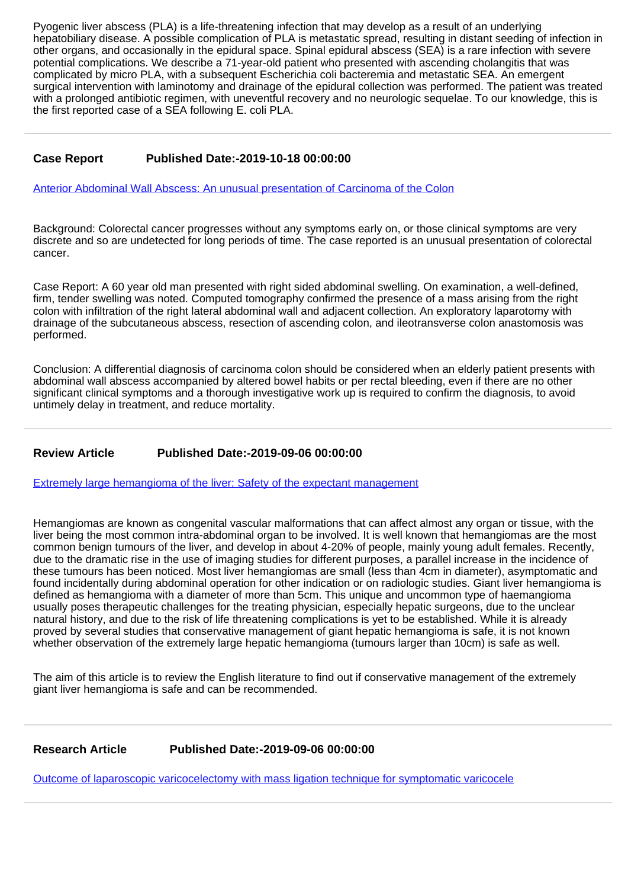Pyogenic liver abscess (PLA) is a life-threatening infection that may develop as a result of an underlying hepatobiliary disease. A possible complication of PLA is metastatic spread, resulting in distant seeding of infection in other organs, and occasionally in the epidural space. Spinal epidural abscess (SEA) is a rare infection with severe potential complications. We describe a 71-year-old patient who presented with ascending cholangitis that was complicated by micro PLA, with a subsequent Escherichia coli bacteremia and metastatic SEA. An emergent surgical intervention with laminotomy and drainage of the epidural collection was performed. The patient was treated with a prolonged antibiotic regimen, with uneventful recovery and no neurologic sequelae. To our knowledge, this is the first reported case of a SEA following E. coli PLA.

---

**Case Report** **Published Date:-2019-10-18 00:00:00**

[Anterior Abdominal Wall Abscess: An unusual presentation of Carcinoma of the Colon]

Background: Colorectal cancer progresses without any symptoms early on, or those clinical symptoms are very discrete and so are undetected for long periods of time. The case reported is an unusual presentation of colorectal cancer.

Case Report: A 60 year old man presented with right sided abdominal swelling. On examination, a well-defined, firm, tender swelling was noted. Computed tomography confirmed the presence of a mass arising from the right colon with infiltration of the right lateral abdominal wall and adjacent collection. An exploratory laparotomy with drainage of the subcutaneous abscess, resection of ascending colon, and ileotransverse colon anastomosis was performed.

Conclusion: A differential diagnosis of carcinoma colon should be considered when an elderly patient presents with abdominal wall abscess accompanied by altered bowel habits or per rectal bleeding, even if there are no other significant clinical symptoms and a thorough investigative work up is required to confirm the diagnosis, to avoid untimely delay in treatment, and reduce mortality.

---

**Review Article** **Published Date:-2019-09-06 00:00:00**

[Extremely large hemangioma of the liver: Safety of the expectant management]

Hemangiomas are known as congenital vascular malformations that can affect almost any organ or tissue, with the liver being the most common intra-abdominal organ to be involved. It is well known that hemangiomas are the most common benign tumours of the liver, and develop in about 4-20% of people, mainly young adult females. Recently, due to the dramatic rise in the use of imaging studies for different purposes, a parallel increase in the incidence of these tumours has been noticed. Most liver hemangiomas are small (less than 4cm in diameter), asymptomatic and found incidentally during abdominal operation for other indication or on radiologic studies. Giant liver hemangioma is defined as hemangioma with a diameter of more than 5cm. This unique and uncommon type of haemangioma usually poses therapeutic challenges for the treating physician, especially hepatic surgeons, due to the unclear natural history, and due to the risk of life threatening complications is yet to be established. While it is already proved by several studies that conservative management of giant hepatic hemangioma is safe, it is not known whether observation of the extremely large hepatic hemangioma (tumours larger than 10cm) is safe as well.

The aim of this article is to review the English literature to find out if conservative management of the extremely giant liver hemangioma is safe and can be recommended.

---

**Research Article** **Published Date:-2019-09-06 00:00:00**

[Outcome of laparoscopic varicocelectomy with mass ligation technique for symptomatic varicocele]

---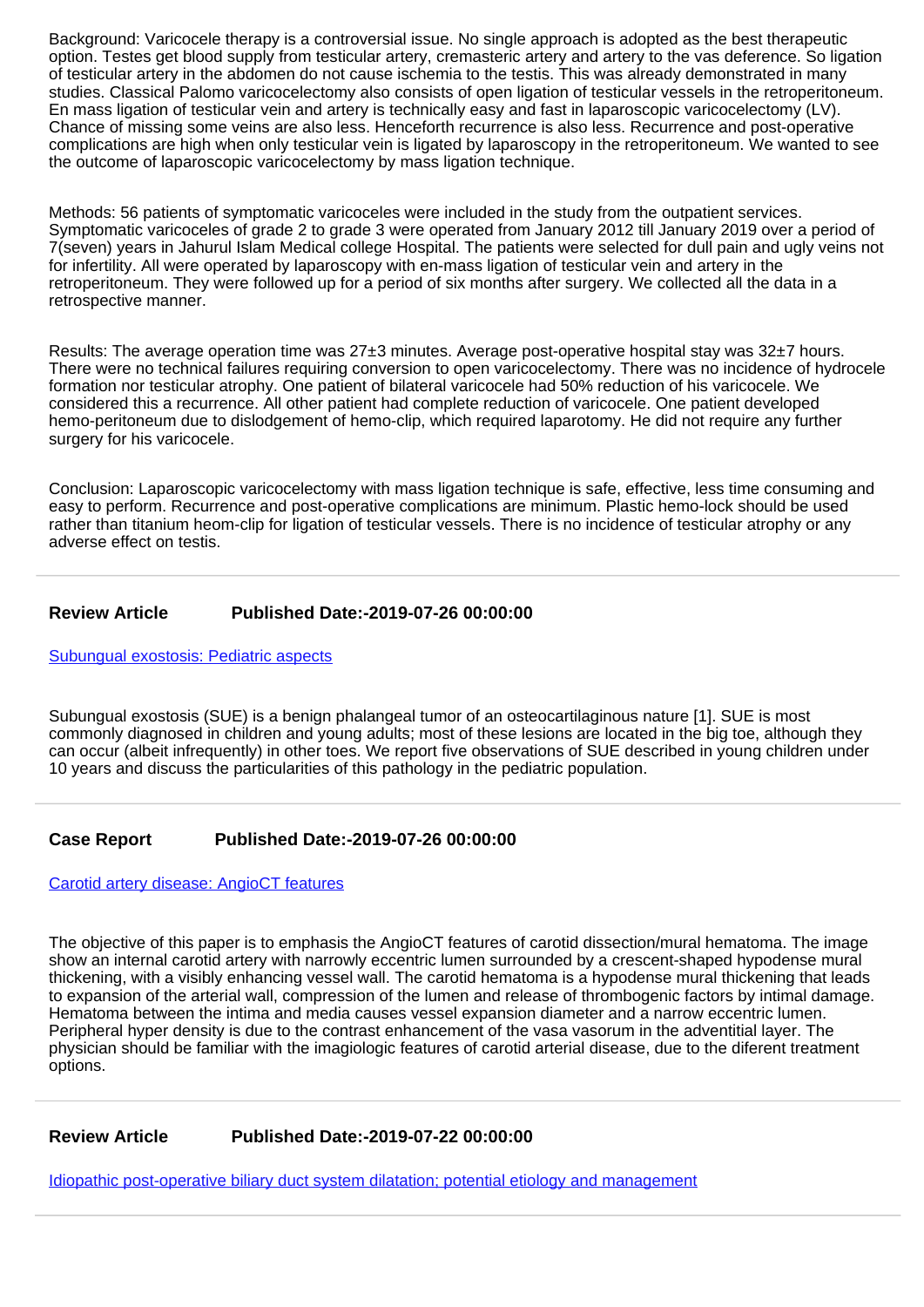Background: Varicocele therapy is a controversial issue. No single approach is adopted as the best therapeutic option. Testes get blood supply from testicular artery, cremasteric artery and artery to the vas deference. So ligation of testicular artery in the abdomen do not cause ischemia to the testis. This was already demonstrated in many studies. Classical Palomo varicocelectomy also consists of open ligation of testicular vessels in the retroperitoneum. En mass ligation of testicular vein and artery is technically easy and fast in laparoscopic varicocelectomy (LV). Chance of missing some veins are also less. Henceforth recurrence is also less. Recurrence and post-operative complications are high when only testicular vein is ligated by laparoscopy in the retroperitoneum. We wanted to see the outcome of laparoscopic varicocelectomy by mass ligation technique.

Methods: 56 patients of symptomatic varicoceles were included in the study from the outpatient services. Symptomatic varicoceles of grade 2 to grade 3 were operated from January 2012 till January 2019 over a period of 7(seven) years in Jahurul Islam Medical college Hospital. The patients were selected for dull pain and ugly veins not for infertility. All were operated by laparoscopy with en-mass ligation of testicular vein and artery in the retroperitoneum. They were followed up for a period of six months after surgery. We collected all the data in a retrospective manner.

Results: The average operation time was 27±3 minutes. Average post-operative hospital stay was 32±7 hours. There were no technical failures requiring conversion to open varicocelectomy. There was no incidence of hydrocele formation nor testicular atrophy. One patient of bilateral varicocele had 50% reduction of his varicocele. We considered this a recurrence. All other patient had complete reduction of varicocele. One patient developed hemo-peritoneum due to dislodgement of hemo-clip, which required laparotomy. He did not require any further surgery for his varicocele.

Conclusion: Laparoscopic varicocelectomy with mass ligation technique is safe, effective, less time consuming and easy to perform. Recurrence and post-operative complications are minimum. Plastic hemo-lock should be used rather than titanium heom-clip for ligation of testicular vessels. There is no incidence of testicular atrophy or any adverse effect on testis.

---

**Review Article** **Published Date:-2019-07-26 00:00:00**

[Subungual exostosis: Pediatric aspects]()

Subungual exostosis (SUE) is a benign phalangeal tumor of an osteocartilaginous nature [1]. SUE is most commonly diagnosed in children and young adults; most of these lesions are located in the big toe, although they can occur (albeit infrequently) in other toes. We report five observations of SUE described in young children under 10 years and discuss the particularities of this pathology in the pediatric population.

---

**Case Report** **Published Date:-2019-07-26 00:00:00**

[Carotid artery disease: AngioCT features]()

The objective of this paper is to emphasis the AngioCT features of carotid dissection/mural hematoma. The image show an internal carotid artery with narrowly eccentric lumen surrounded by a crescent-shaped hypodense mural thickening, with a visibly enhancing vessel wall. The carotid hematoma is a hypodense mural thickening that leads to expansion of the arterial wall, compression of the lumen and release of thrombogenic factors by intimal damage. Hematoma between the intima and media causes vessel expansion diameter and a narrow eccentric lumen. Peripheral hyper density is due to the contrast enhancement of the vasa vasorum in the adventitial layer. The physician should be familiar with the imagiologic features of carotid arterial disease, due to the diferent treatment options.

---

**Review Article** **Published Date:-2019-07-22 00:00:00**

[Idiopathic post-operative biliary duct system dilatation; potential etiology and management]()

---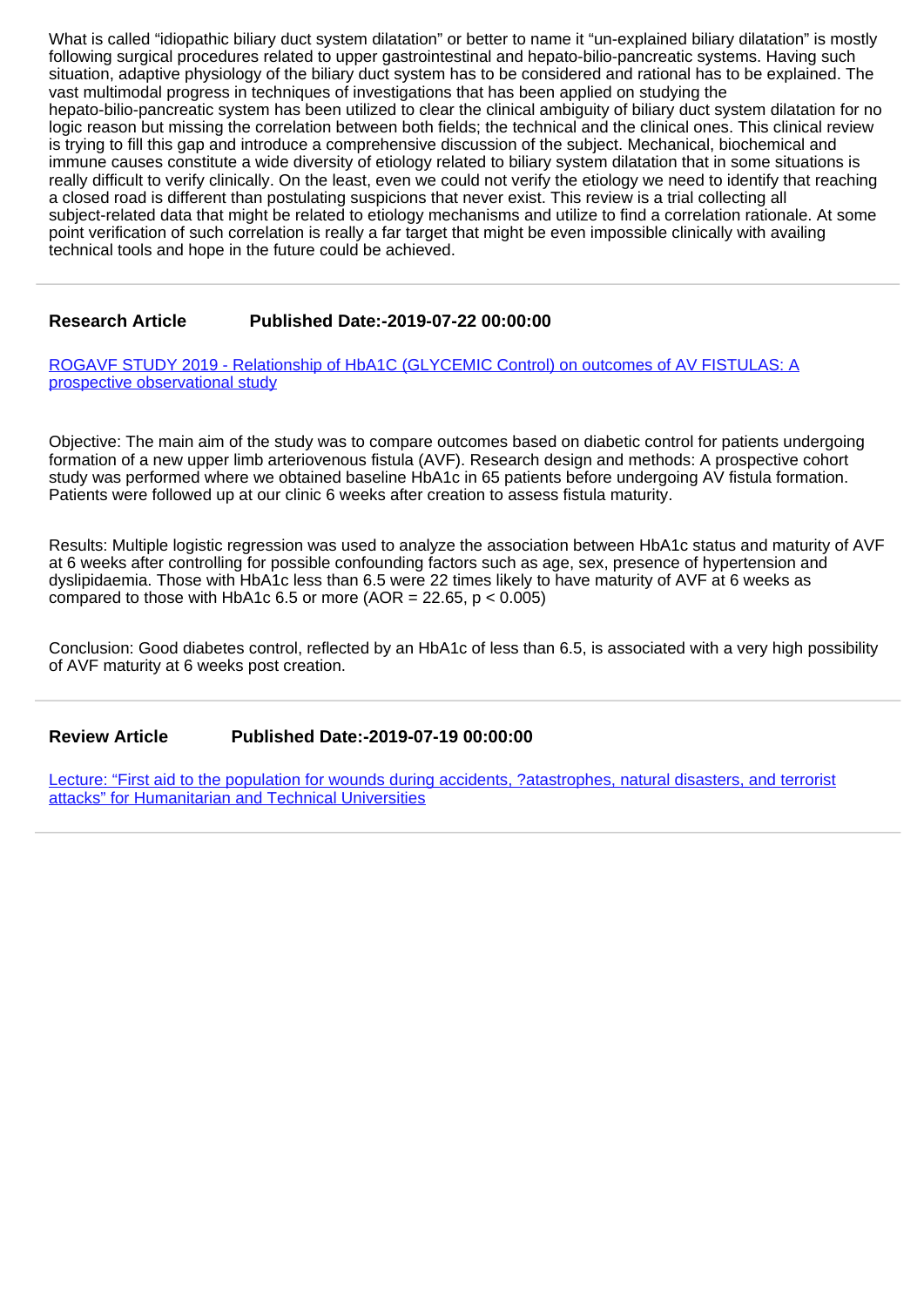What is called “idiopathic biliary duct system dilatation” or better to name it “un-explained biliary dilatation” is mostly following surgical procedures related to upper gastrointestinal and hepato-bilio-pancreatic systems. Having such situation, adaptive physiology of the biliary duct system has to be considered and rational has to be explained. The vast multimodal progress in techniques of investigations that has been applied on studying the hepato-bilio-pancreatic system has been utilized to clear the clinical ambiguity of biliary duct system dilatation for no logic reason but missing the correlation between both fields; the technical and the clinical ones. This clinical review is trying to fill this gap and introduce a comprehensive discussion of the subject. Mechanical, biochemical and immune causes constitute a wide diversity of etiology related to biliary system dilatation that in some situations is really difficult to verify clinically. On the least, even we could not verify the etiology we need to identify that reaching a closed road is different than postulating suspicions that never exist. This review is a trial collecting all subject-related data that might be related to etiology mechanisms and utilize to find a correlation rationale. At some point verification of such correlation is really a far target that might be even impossible clinically with availing technical tools and hope in the future could be achieved.

---

**Research Article** **Published Date:-2019-07-22 00:00:00**

ROGAVF STUDY 2019 - Relationship of HbA1C (GLYCEMIC Control) on outcomes of AV FISTULAS: A prospective observational study

Objective: The main aim of the study was to compare outcomes based on diabetic control for patients undergoing formation of a new upper limb arteriovenous fistula (AVF). Research design and methods: A prospective cohort study was performed where we obtained baseline HbA1c in 65 patients before undergoing AV fistula formation. Patients were followed up at our clinic 6 weeks after creation to assess fistula maturity.

Results: Multiple logistic regression was used to analyze the association between HbA1c status and maturity of AVF at 6 weeks after controlling for possible confounding factors such as age, sex, presence of hypertension and dyslipidaemia. Those with HbA1c less than 6.5 were 22 times likely to have maturity of AVF at 6 weeks as compared to those with HbA1c 6.5 or more (AOR = 22.65, $p < 0.005$)

Conclusion: Good diabetes control, reflected by an HbA1c of less than 6.5, is associated with a very high possibility of AVF maturity at 6 weeks post creation.

---

**Review Article** **Published Date:-2019-07-19 00:00:00**

Lecture: “First aid to the population for wounds during accidents, ?atastrophes, natural disasters, and terrorist attacks” for Humanitarian and Technical Universities

---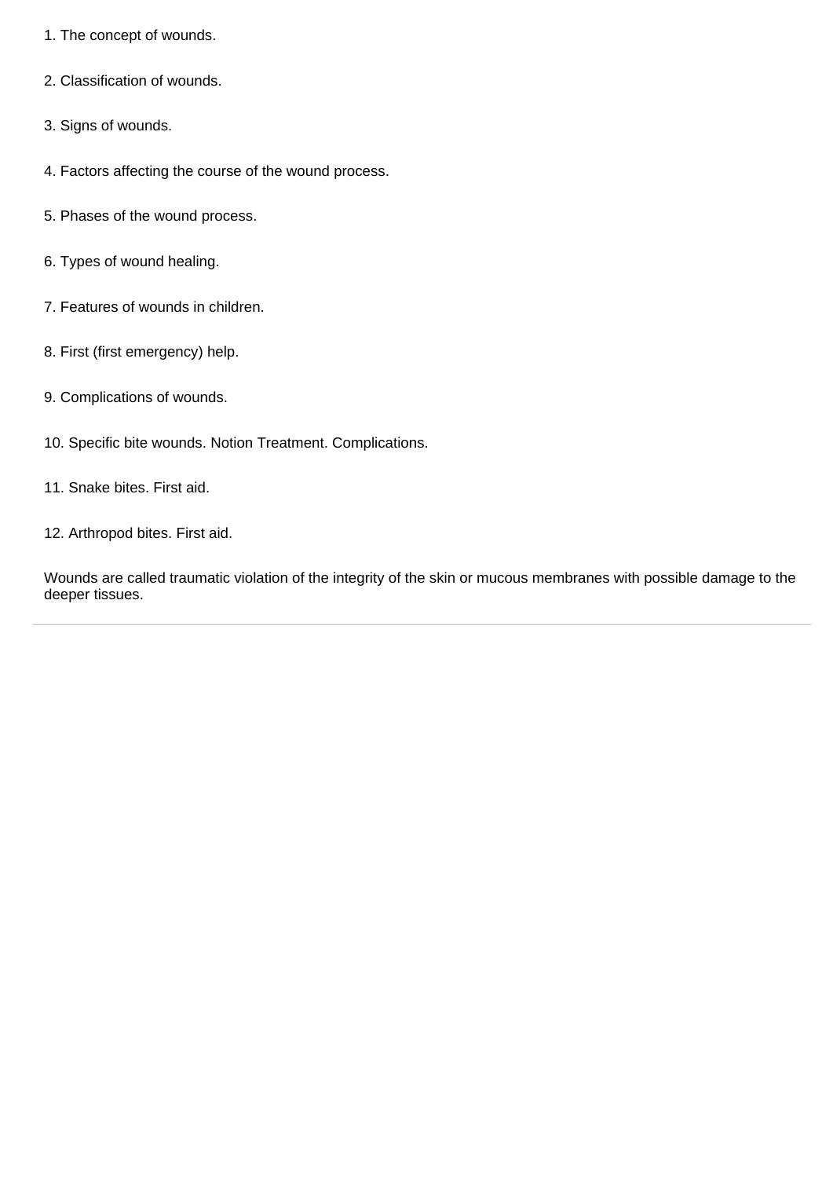1. The concept of wounds.

2. Classification of wounds.

3. Signs of wounds.

4. Factors affecting the course of the wound process.

5. Phases of the wound process.

6. Types of wound healing.

7. Features of wounds in children.

8. First (first emergency) help.

9. Complications of wounds.

10. Specific bite wounds. Notion Treatment. Complications.

11. Snake bites. First aid.

12. Arthropod bites. First aid.

Wounds are called traumatic violation of the integrity of the skin or mucous membranes with possible damage to the deeper tissues.